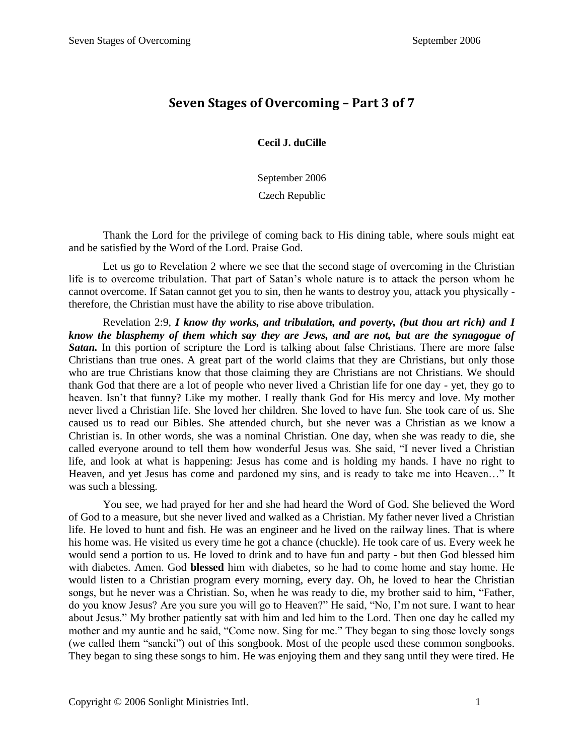# Seven Stages of Overcoming – Part 3 of 7

**Cecil J. duCille**

September 2006

Czech Republic

Thank the Lord for the privilege of coming back to His dining table, where souls might eat and be satisfied by the Word of the Lord. Praise God.

Let us go to Revelation 2 where we see that the second stage of overcoming in the Christian life is to overcome tribulation. That part of Satan's whole nature is to attack the person whom he cannot overcome. If Satan cannot get you to sin, then he wants to destroy you, attack you physically - therefore, the Christian must have the ability to rise above tribulation.

Revelation 2:9, ***I know thy works, and tribulation, and poverty, (but thou art rich) and I know the blasphemy of them which say they are Jews, and are not, but are the synagogue of Satan.*** In this portion of scripture the Lord is talking about false Christians. There are more false Christians than true ones. A great part of the world claims that they are Christians, but only those who are true Christians know that those claiming they are Christians are not Christians. We should thank God that there are a lot of people who never lived a Christian life for one day - yet, they go to heaven. Isn't that funny? Like my mother. I really thank God for His mercy and love. My mother never lived a Christian life. She loved her children. She loved to have fun. She took care of us. She caused us to read our Bibles. She attended church, but she never was a Christian as we know a Christian is. In other words, she was a nominal Christian. One day, when she was ready to die, she called everyone around to tell them how wonderful Jesus was. She said, "I never lived a Christian life, and look at what is happening: Jesus has come and is holding my hands. I have no right to Heaven, and yet Jesus has come and pardoned my sins, and is ready to take me into Heaven…" It was such a blessing.

You see, we had prayed for her and she had heard the Word of God. She believed the Word of God to a measure, but she never lived and walked as a Christian. My father never lived a Christian life. He loved to hunt and fish. He was an engineer and he lived on the railway lines. That is where his home was. He visited us every time he got a chance (chuckle). He took care of us. Every week he would send a portion to us. He loved to drink and to have fun and party - but then God blessed him with diabetes. Amen. God **blessed** him with diabetes, so he had to come home and stay home. He would listen to a Christian program every morning, every day. Oh, he loved to hear the Christian songs, but he never was a Christian. So, when he was ready to die, my brother said to him, "Father, do you know Jesus? Are you sure you will go to Heaven?" He said, "No, I'm not sure. I want to hear about Jesus." My brother patiently sat with him and led him to the Lord. Then one day he called my mother and my auntie and he said, "Come now. Sing for me." They began to sing those lovely songs (we called them "sancki") out of this songbook. Most of the people used these common songbooks. They began to sing these songs to him. He was enjoying them and they sang until they were tired. He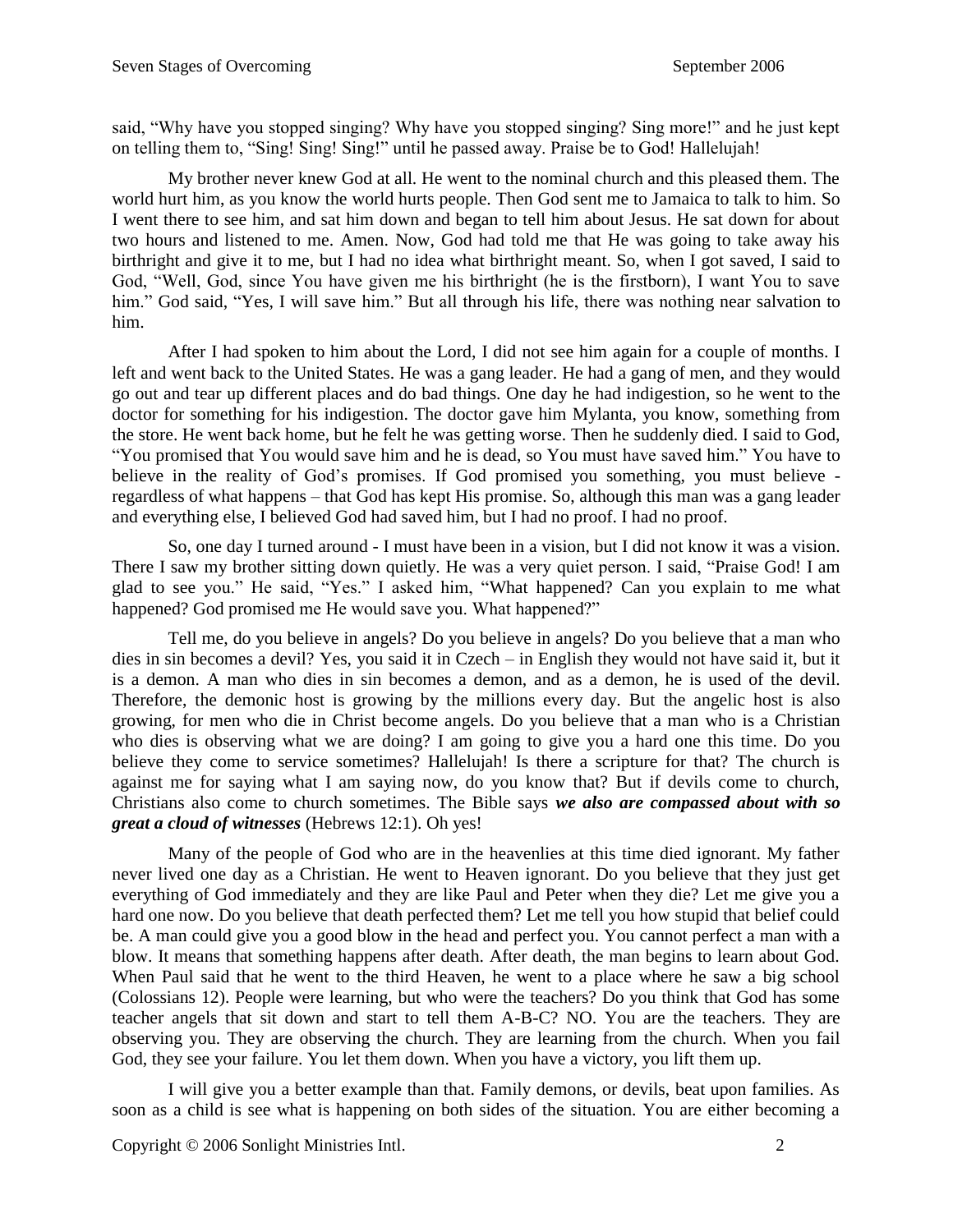said, “Why have you stopped singing? Why have you stopped singing? Sing more!” and he just kept on telling them to, “Sing! Sing! Sing!” until he passed away. Praise be to God! Hallelujah!

My brother never knew God at all. He went to the nominal church and this pleased them. The world hurt him, as you know the world hurts people. Then God sent me to Jamaica to talk to him. So I went there to see him, and sat him down and began to tell him about Jesus. He sat down for about two hours and listened to me. Amen. Now, God had told me that He was going to take away his birthright and give it to me, but I had no idea what birthright meant. So, when I got saved, I said to God, “Well, God, since You have given me his birthright (he is the firstborn), I want You to save him.” God said, “Yes, I will save him.” But all through his life, there was nothing near salvation to him.

After I had spoken to him about the Lord, I did not see him again for a couple of months. I left and went back to the United States. He was a gang leader. He had a gang of men, and they would go out and tear up different places and do bad things. One day he had indigestion, so he went to the doctor for something for his indigestion. The doctor gave him Mylanta, you know, something from the store. He went back home, but he felt he was getting worse. Then he suddenly died. I said to God, “You promised that You would save him and he is dead, so You must have saved him.” You have to believe in the reality of God’s promises. If God promised you something, you must believe - regardless of what happens – that God has kept His promise. So, although this man was a gang leader and everything else, I believed God had saved him, but I had no proof. I had no proof.

So, one day I turned around - I must have been in a vision, but I did not know it was a vision. There I saw my brother sitting down quietly. He was a very quiet person. I said, “Praise God! I am glad to see you.” He said, “Yes.” I asked him, “What happened? Can you explain to me what happened? God promised me He would save you. What happened?”

Tell me, do you believe in angels? Do you believe in angels? Do you believe that a man who dies in sin becomes a devil? Yes, you said it in Czech – in English they would not have said it, but it is a demon. A man who dies in sin becomes a demon, and as a demon, he is used of the devil. Therefore, the demonic host is growing by the millions every day. But the angelic host is also growing, for men who die in Christ become angels. Do you believe that a man who is a Christian who dies is observing what we are doing? I am going to give you a hard one this time. Do you believe they come to service sometimes? Hallelujah! Is there a scripture for that? The church is against me for saying what I am saying now, do you know that? But if devils come to church, Christians also come to church sometimes. The Bible says ***we also are compassed about with so great a cloud of witnesses*** (Hebrews 12:1). Oh yes!

Many of the people of God who are in the heavenlies at this time died ignorant. My father never lived one day as a Christian. He went to Heaven ignorant. Do you believe that they just get everything of God immediately and they are like Paul and Peter when they die? Let me give you a hard one now. Do you believe that death perfected them? Let me tell you how stupid that belief could be. A man could give you a good blow in the head and perfect you. You cannot perfect a man with a blow. It means that something happens after death. After death, the man begins to learn about God. When Paul said that he went to the third Heaven, he went to a place where he saw a big school (Colossians 12). People were learning, but who were the teachers? Do you think that God has some teacher angels that sit down and start to tell them A-B-C? NO. You are the teachers. They are observing you. They are observing the church. They are learning from the church. When you fail God, they see your failure. You let them down. When you have a victory, you lift them up.

I will give you a better example than that. Family demons, or devils, beat upon families. As soon as a child is see what is happening on both sides of the situation. You are either becoming a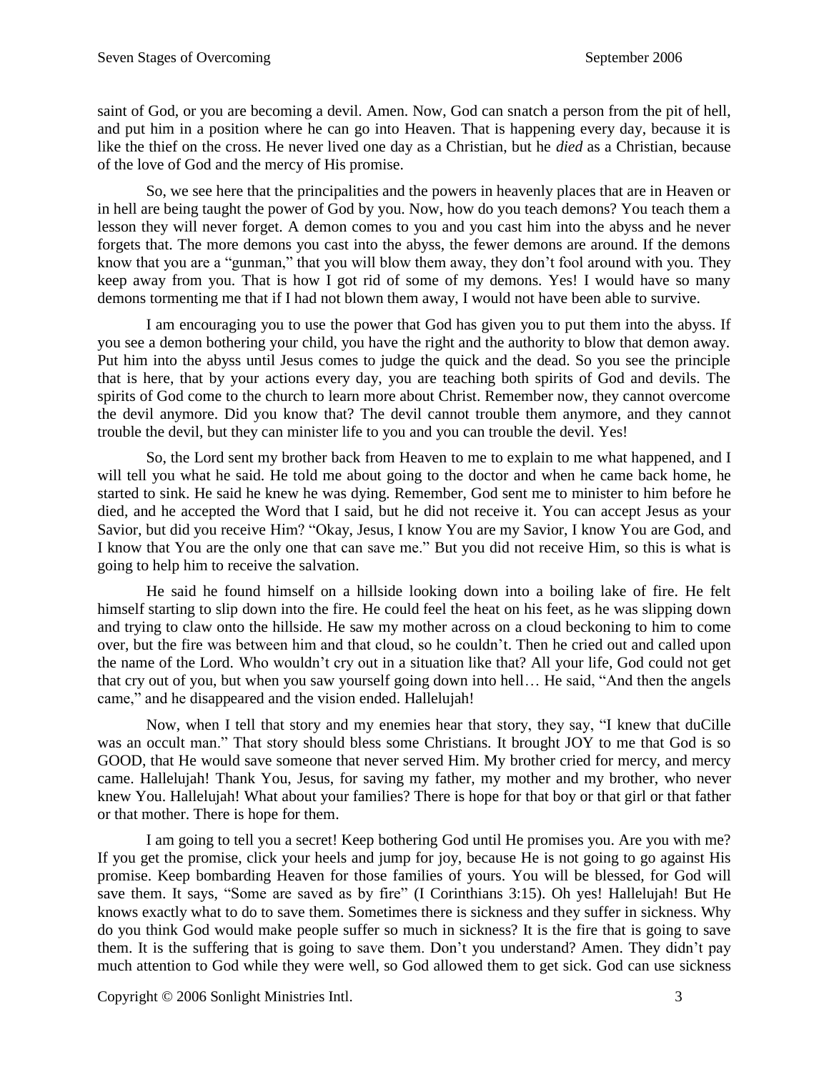saint of God, or you are becoming a devil. Amen. Now, God can snatch a person from the pit of hell, and put him in a position where he can go into Heaven. That is happening every day, because it is like the thief on the cross. He never lived one day as a Christian, but he *died* as a Christian, because of the love of God and the mercy of His promise.

So, we see here that the principalities and the powers in heavenly places that are in Heaven or in hell are being taught the power of God by you. Now, how do you teach demons? You teach them a lesson they will never forget. A demon comes to you and you cast him into the abyss and he never forgets that. The more demons you cast into the abyss, the fewer demons are around. If the demons know that you are a "gunman," that you will blow them away, they don't fool around with you. They keep away from you. That is how I got rid of some of my demons. Yes! I would have so many demons tormenting me that if I had not blown them away, I would not have been able to survive.

I am encouraging you to use the power that God has given you to put them into the abyss. If you see a demon bothering your child, you have the right and the authority to blow that demon away. Put him into the abyss until Jesus comes to judge the quick and the dead. So you see the principle that is here, that by your actions every day, you are teaching both spirits of God and devils. The spirits of God come to the church to learn more about Christ. Remember now, they cannot overcome the devil anymore. Did you know that? The devil cannot trouble them anymore, and they cannot trouble the devil, but they can minister life to you and you can trouble the devil. Yes!

So, the Lord sent my brother back from Heaven to me to explain to me what happened, and I will tell you what he said. He told me about going to the doctor and when he came back home, he started to sink. He said he knew he was dying. Remember, God sent me to minister to him before he died, and he accepted the Word that I said, but he did not receive it. You can accept Jesus as your Savior, but did you receive Him? "Okay, Jesus, I know You are my Savior, I know You are God, and I know that You are the only one that can save me." But you did not receive Him, so this is what is going to help him to receive the salvation.

He said he found himself on a hillside looking down into a boiling lake of fire. He felt himself starting to slip down into the fire. He could feel the heat on his feet, as he was slipping down and trying to claw onto the hillside. He saw my mother across on a cloud beckoning to him to come over, but the fire was between him and that cloud, so he couldn't. Then he cried out and called upon the name of the Lord. Who wouldn't cry out in a situation like that? All your life, God could not get that cry out of you, but when you saw yourself going down into hell… He said, "And then the angels came," and he disappeared and the vision ended. Hallelujah!

Now, when I tell that story and my enemies hear that story, they say, "I knew that duCille was an occult man." That story should bless some Christians. It brought JOY to me that God is so GOOD, that He would save someone that never served Him. My brother cried for mercy, and mercy came. Hallelujah! Thank You, Jesus, for saving my father, my mother and my brother, who never knew You. Hallelujah! What about your families? There is hope for that boy or that girl or that father or that mother. There is hope for them.

I am going to tell you a secret! Keep bothering God until He promises you. Are you with me? If you get the promise, click your heels and jump for joy, because He is not going to go against His promise. Keep bombarding Heaven for those families of yours. You will be blessed, for God will save them. It says, "Some are saved as by fire" (I Corinthians 3:15). Oh yes! Hallelujah! But He knows exactly what to do to save them. Sometimes there is sickness and they suffer in sickness. Why do you think God would make people suffer so much in sickness? It is the fire that is going to save them. It is the suffering that is going to save them. Don't you understand? Amen. They didn't pay much attention to God while they were well, so God allowed them to get sick. God can use sickness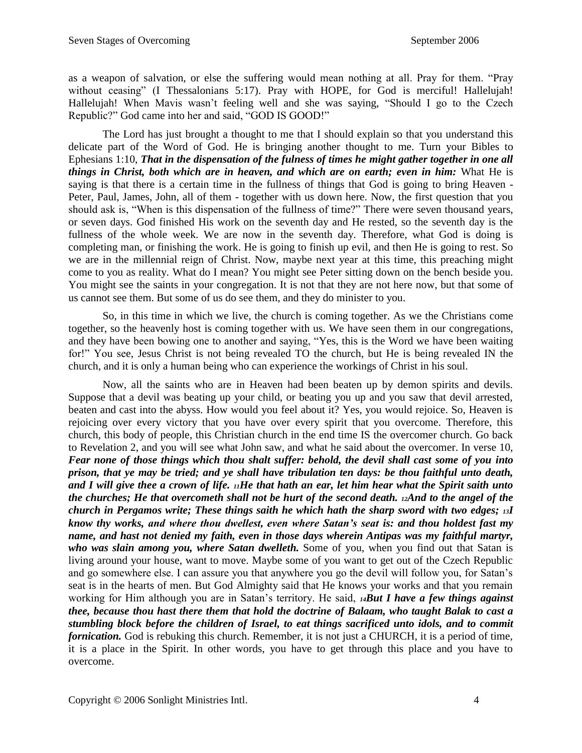as a weapon of salvation, or else the suffering would mean nothing at all. Pray for them. "Pray without ceasing" (I Thessalonians 5:17). Pray with HOPE, for God is merciful! Hallelujah! Hallelujah! When Mavis wasn't feeling well and she was saying, "Should I go to the Czech Republic?" God came into her and said, "GOD IS GOOD!"

The Lord has just brought a thought to me that I should explain so that you understand this delicate part of the Word of God. He is bringing another thought to me. Turn your Bibles to Ephesians 1:10, ***That in the dispensation of the fulness of times he might gather together in one all things in Christ, both which are in heaven, and which are on earth; even in him:*** What He is saying is that there is a certain time in the fullness of things that God is going to bring Heaven - Peter, Paul, James, John, all of them - together with us down here. Now, the first question that you should ask is, "When is this dispensation of the fullness of time?" There were seven thousand years, or seven days. God finished His work on the seventh day and He rested, so the seventh day is the fullness of the whole week. We are now in the seventh day. Therefore, what God is doing is completing man, or finishing the work. He is going to finish up evil, and then He is going to rest. So we are in the millennial reign of Christ. Now, maybe next year at this time, this preaching might come to you as reality. What do I mean? You might see Peter sitting down on the bench beside you. You might see the saints in your congregation. It is not that they are not here now, but that some of us cannot see them. But some of us do see them, and they do minister to you.

So, in this time in which we live, the church is coming together. As we the Christians come together, so the heavenly host is coming together with us. We have seen them in our congregations, and they have been bowing one to another and saying, "Yes, this is the Word we have been waiting for!" You see, Jesus Christ is not being revealed TO the church, but He is being revealed IN the church, and it is only a human being who can experience the workings of Christ in his soul.

Now, all the saints who are in Heaven had been beaten up by demon spirits and devils. Suppose that a devil was beating up your child, or beating you up and you saw that devil arrested, beaten and cast into the abyss. How would you feel about it? Yes, you would rejoice. So, Heaven is rejoicing over every victory that you have over every spirit that you overcome. Therefore, this church, this body of people, this Christian church in the end time IS the overcomer church. Go back to Revelation 2, and you will see what John saw, and what he said about the overcomer. In verse 10, ***Fear none of those things which thou shalt suffer: behold, the devil shall cast some of you into prison, that ye may be tried; and ye shall have tribulation ten days: be thou faithful unto death, and I will give thee a crown of life. 11He that hath an ear, let him hear what the Spirit saith unto the churches; He that overcometh shall not be hurt of the second death. 12And to the angel of the church in Pergamos write; These things saith he which hath the sharp sword with two edges; 13I know thy works, and where thou dwellest, even where Satan's seat is: and thou holdest fast my name, and hast not denied my faith, even in those days wherein Antipas was my faithful martyr, who was slain among you, where Satan dwelleth.*** Some of you, when you find out that Satan is living around your house, want to move. Maybe some of you want to get out of the Czech Republic and go somewhere else. I can assure you that anywhere you go the devil will follow you, for Satan's seat is in the hearts of men. But God Almighty said that He knows your works and that you remain working for Him although you are in Satan's territory. He said, ***14But I have a few things against thee, because thou hast there them that hold the doctrine of Balaam, who taught Balak to cast a stumbling block before the children of Israel, to eat things sacrificed unto idols, and to commit fornication.*** God is rebuking this church. Remember, it is not just a CHURCH, it is a period of time, it is a place in the Spirit. In other words, you have to get through this place and you have to overcome.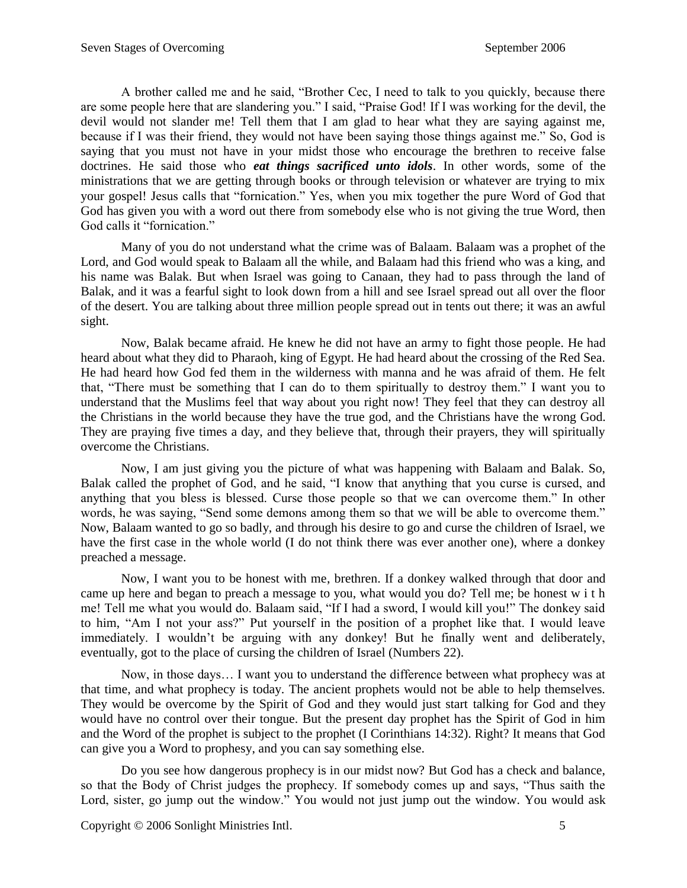A brother called me and he said, "Brother Cec, I need to talk to you quickly, because there are some people here that are slandering you." I said, "Praise God! If I was working for the devil, the devil would not slander me! Tell them that I am glad to hear what they are saying against me, because if I was their friend, they would not have been saying those things against me." So, God is saying that you must not have in your midst those who encourage the brethren to receive false doctrines. He said those who ***eat things sacrificed unto idols***. In other words, some of the ministrations that we are getting through books or through television or whatever are trying to mix your gospel! Jesus calls that "fornication." Yes, when you mix together the pure Word of God that God has given you with a word out there from somebody else who is not giving the true Word, then God calls it "fornication."

Many of you do not understand what the crime was of Balaam. Balaam was a prophet of the Lord, and God would speak to Balaam all the while, and Balaam had this friend who was a king, and his name was Balak. But when Israel was going to Canaan, they had to pass through the land of Balak, and it was a fearful sight to look down from a hill and see Israel spread out all over the floor of the desert. You are talking about three million people spread out in tents out there; it was an awful sight.

Now, Balak became afraid. He knew he did not have an army to fight those people. He had heard about what they did to Pharaoh, king of Egypt. He had heard about the crossing of the Red Sea. He had heard how God fed them in the wilderness with manna and he was afraid of them. He felt that, "There must be something that I can do to them spiritually to destroy them." I want you to understand that the Muslims feel that way about you right now! They feel that they can destroy all the Christians in the world because they have the true god, and the Christians have the wrong God. They are praying five times a day, and they believe that, through their prayers, they will spiritually overcome the Christians.

Now, I am just giving you the picture of what was happening with Balaam and Balak. So, Balak called the prophet of God, and he said, "I know that anything that you curse is cursed, and anything that you bless is blessed. Curse those people so that we can overcome them." In other words, he was saying, "Send some demons among them so that we will be able to overcome them." Now, Balaam wanted to go so badly, and through his desire to go and curse the children of Israel, we have the first case in the whole world (I do not think there was ever another one), where a donkey preached a message.

Now, I want you to be honest with me, brethren. If a donkey walked through that door and came up here and began to preach a message to you, what would you do? Tell me; be honest w i t h me! Tell me what you would do. Balaam said, "If I had a sword, I would kill you!" The donkey said to him, "Am I not your ass?" Put yourself in the position of a prophet like that. I would leave immediately. I wouldn't be arguing with any donkey! But he finally went and deliberately, eventually, got to the place of cursing the children of Israel (Numbers 22).

Now, in those days… I want you to understand the difference between what prophecy was at that time, and what prophecy is today. The ancient prophets would not be able to help themselves. They would be overcome by the Spirit of God and they would just start talking for God and they would have no control over their tongue. But the present day prophet has the Spirit of God in him and the Word of the prophet is subject to the prophet (I Corinthians 14:32). Right? It means that God can give you a Word to prophesy, and you can say something else.

Do you see how dangerous prophecy is in our midst now? But God has a check and balance, so that the Body of Christ judges the prophecy. If somebody comes up and says, "Thus saith the Lord, sister, go jump out the window." You would not just jump out the window. You would ask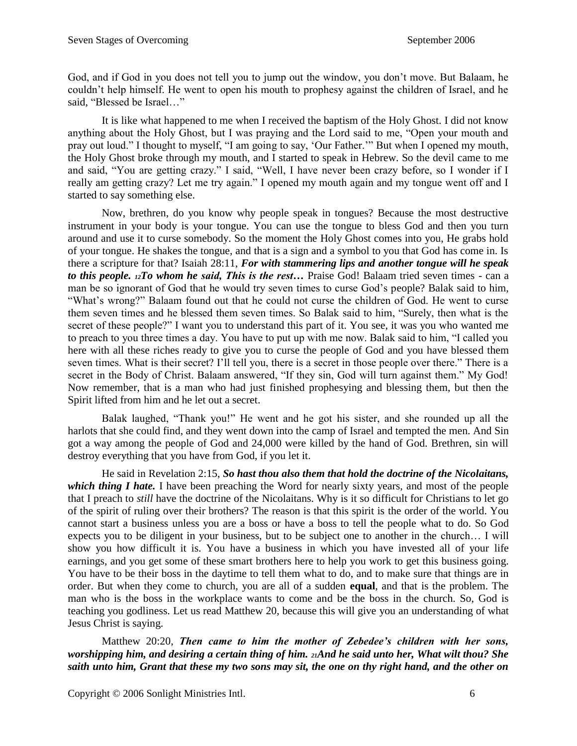God, and if God in you does not tell you to jump out the window, you don't move. But Balaam, he couldn't help himself. He went to open his mouth to prophesy against the children of Israel, and he said, "Blessed be Israel…"

It is like what happened to me when I received the baptism of the Holy Ghost. I did not know anything about the Holy Ghost, but I was praying and the Lord said to me, "Open your mouth and pray out loud." I thought to myself, "I am going to say, 'Our Father.'" But when I opened my mouth, the Holy Ghost broke through my mouth, and I started to speak in Hebrew. So the devil came to me and said, "You are getting crazy." I said, "Well, I have never been crazy before, so I wonder if I really am getting crazy? Let me try again." I opened my mouth again and my tongue went off and I started to say something else.

Now, brethren, do you know why people speak in tongues? Because the most destructive instrument in your body is your tongue. You can use the tongue to bless God and then you turn around and use it to curse somebody. So the moment the Holy Ghost comes into you, He grabs hold of your tongue. He shakes the tongue, and that is a sign and a symbol to you that God has come in. Is there a scripture for that? Isaiah 28:11, ***For with stammering lips and another tongue will he speak to this people. 12To whom he said, This is the rest…*** Praise God! Balaam tried seven times - can a man be so ignorant of God that he would try seven times to curse God's people? Balak said to him, "What's wrong?" Balaam found out that he could not curse the children of God. He went to curse them seven times and he blessed them seven times. So Balak said to him, "Surely, then what is the secret of these people?" I want you to understand this part of it. You see, it was you who wanted me to preach to you three times a day. You have to put up with me now. Balak said to him, "I called you here with all these riches ready to give you to curse the people of God and you have blessed them seven times. What is their secret? I'll tell you, there is a secret in those people over there." There is a secret in the Body of Christ. Balaam answered, "If they sin, God will turn against them." My God! Now remember, that is a man who had just finished prophesying and blessing them, but then the Spirit lifted from him and he let out a secret.

Balak laughed, "Thank you!" He went and he got his sister, and she rounded up all the harlots that she could find, and they went down into the camp of Israel and tempted the men. And Sin got a way among the people of God and 24,000 were killed by the hand of God. Brethren, sin will destroy everything that you have from God, if you let it.

He said in Revelation 2:15, ***So hast thou also them that hold the doctrine of the Nicolaitans, which thing I hate.*** I have been preaching the Word for nearly sixty years, and most of the people that I preach to *still* have the doctrine of the Nicolaitans. Why is it so difficult for Christians to let go of the spirit of ruling over their brothers? The reason is that this spirit is the order of the world. You cannot start a business unless you are a boss or have a boss to tell the people what to do. So God expects you to be diligent in your business, but to be subject one to another in the church… I will show you how difficult it is. You have a business in which you have invested all of your life earnings, and you get some of these smart brothers here to help you work to get this business going. You have to be their boss in the daytime to tell them what to do, and to make sure that things are in order. But when they come to church, you are all of a sudden **equal**, and that is the problem. The man who is the boss in the workplace wants to come and be the boss in the church. So, God is teaching you godliness. Let us read Matthew 20, because this will give you an understanding of what Jesus Christ is saying.

Matthew 20:20, ***Then came to him the mother of Zebedee's children with her sons, worshipping him, and desiring a certain thing of him. 21And he said unto her, What wilt thou? She saith unto him, Grant that these my two sons may sit, the one on thy right hand, and the other on***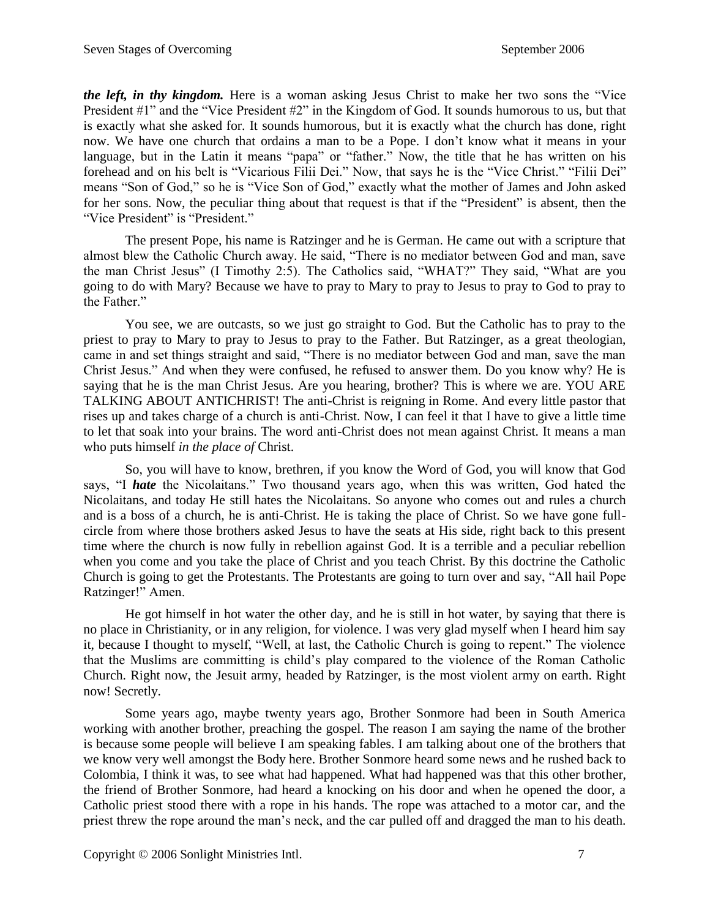***the left, in thy kingdom.*** Here is a woman asking Jesus Christ to make her two sons the "Vice President #1" and the "Vice President #2" in the Kingdom of God. It sounds humorous to us, but that is exactly what she asked for. It sounds humorous, but it is exactly what the church has done, right now. We have one church that ordains a man to be a Pope. I don't know what it means in your language, but in the Latin it means "papa" or "father." Now, the title that he has written on his forehead and on his belt is "Vicarious Filii Dei." Now, that says he is the "Vice Christ." "Filii Dei" means "Son of God," so he is "Vice Son of God," exactly what the mother of James and John asked for her sons. Now, the peculiar thing about that request is that if the "President" is absent, then the "Vice President" is "President."

The present Pope, his name is Ratzinger and he is German. He came out with a scripture that almost blew the Catholic Church away. He said, "There is no mediator between God and man, save the man Christ Jesus" (I Timothy 2:5). The Catholics said, "WHAT?" They said, "What are you going to do with Mary? Because we have to pray to Mary to pray to Jesus to pray to God to pray to the Father."

You see, we are outcasts, so we just go straight to God. But the Catholic has to pray to the priest to pray to Mary to pray to Jesus to pray to the Father. But Ratzinger, as a great theologian, came in and set things straight and said, "There is no mediator between God and man, save the man Christ Jesus." And when they were confused, he refused to answer them. Do you know why? He is saying that he is the man Christ Jesus. Are you hearing, brother? This is where we are. YOU ARE TALKING ABOUT ANTICHRIST! The anti-Christ is reigning in Rome. And every little pastor that rises up and takes charge of a church is anti-Christ. Now, I can feel it that I have to give a little time to let that soak into your brains. The word anti-Christ does not mean against Christ. It means a man who puts himself *in the place of* Christ.

So, you will have to know, brethren, if you know the Word of God, you will know that God says, "I ***hate*** the Nicolaitans." Two thousand years ago, when this was written, God hated the Nicolaitans, and today He still hates the Nicolaitans. So anyone who comes out and rules a church and is a boss of a church, he is anti-Christ. He is taking the place of Christ. So we have gone full-circle from where those brothers asked Jesus to have the seats at His side, right back to this present time where the church is now fully in rebellion against God. It is a terrible and a peculiar rebellion when you come and you take the place of Christ and you teach Christ. By this doctrine the Catholic Church is going to get the Protestants. The Protestants are going to turn over and say, "All hail Pope Ratzinger!" Amen.

He got himself in hot water the other day, and he is still in hot water, by saying that there is no place in Christianity, or in any religion, for violence. I was very glad myself when I heard him say it, because I thought to myself, "Well, at last, the Catholic Church is going to repent." The violence that the Muslims are committing is child's play compared to the violence of the Roman Catholic Church. Right now, the Jesuit army, headed by Ratzinger, is the most violent army on earth. Right now! Secretly.

Some years ago, maybe twenty years ago, Brother Sonmore had been in South America working with another brother, preaching the gospel. The reason I am saying the name of the brother is because some people will believe I am speaking fables. I am talking about one of the brothers that we know very well amongst the Body here. Brother Sonmore heard some news and he rushed back to Colombia, I think it was, to see what had happened. What had happened was that this other brother, the friend of Brother Sonmore, had heard a knocking on his door and when he opened the door, a Catholic priest stood there with a rope in his hands. The rope was attached to a motor car, and the priest threw the rope around the man's neck, and the car pulled off and dragged the man to his death.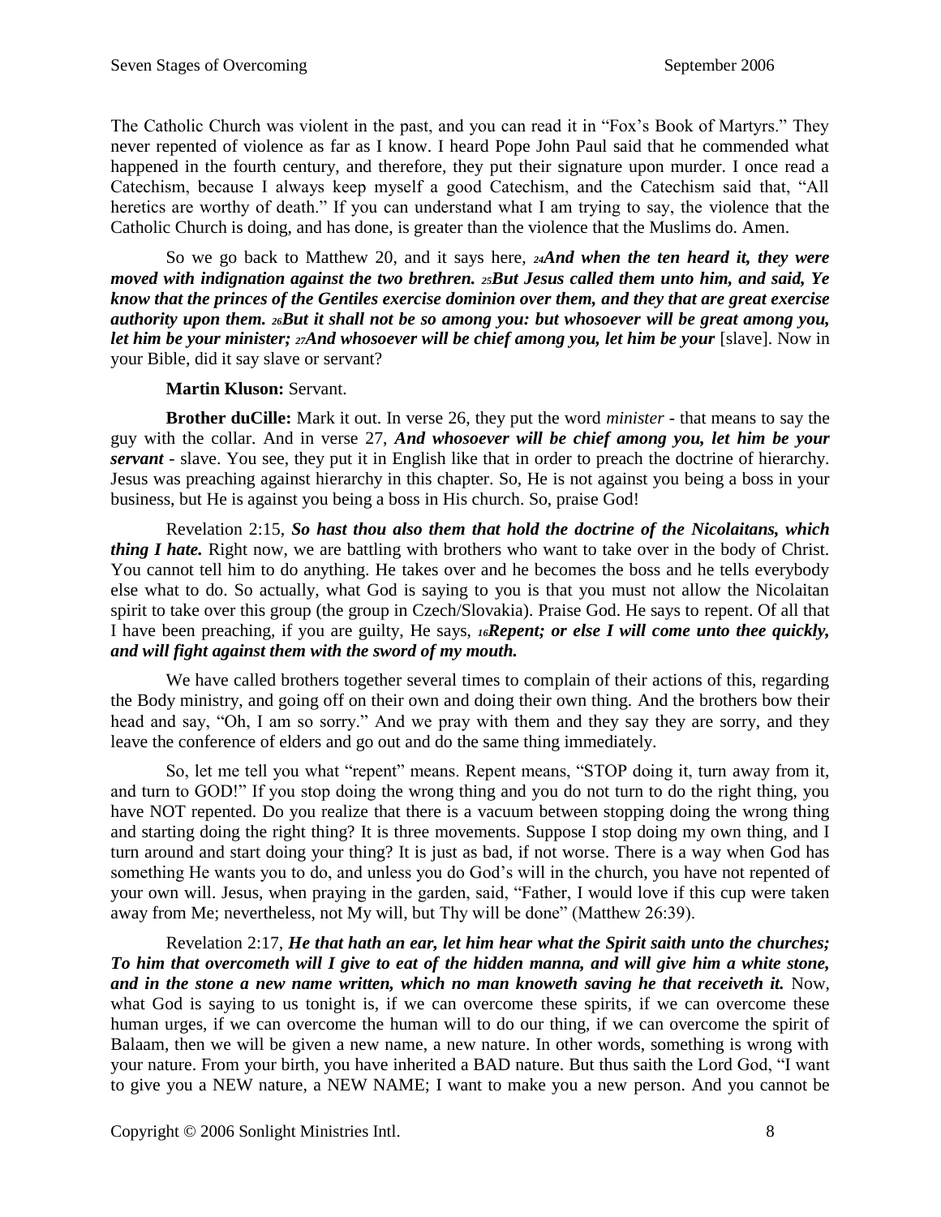The Catholic Church was violent in the past, and you can read it in "Fox's Book of Martyrs." They never repented of violence as far as I know. I heard Pope John Paul said that he commended what happened in the fourth century, and therefore, they put their signature upon murder. I once read a Catechism, because I always keep myself a good Catechism, and the Catechism said that, "All heretics are worthy of death." If you can understand what I am trying to say, the violence that the Catholic Church is doing, and has done, is greater than the violence that the Muslims do. Amen.

So we go back to Matthew 20, and it says here, ***24And when the ten heard it, they were moved with indignation against the two brethren. 25But Jesus called them unto him, and said, Ye know that the princes of the Gentiles exercise dominion over them, and they that are great exercise authority upon them. 26But it shall not be so among you: but whosoever will be great among you, let him be your minister; 27And whosoever will be chief among you, let him be your*** [slave]. Now in your Bible, did it say slave or servant?

**Martin Kluson:** Servant.

**Brother duCille:** Mark it out. In verse 26, they put the word *minister* - that means to say the guy with the collar. And in verse 27, ***And whosoever will be chief among you, let him be your servant*** - slave. You see, they put it in English like that in order to preach the doctrine of hierarchy. Jesus was preaching against hierarchy in this chapter. So, He is not against you being a boss in your business, but He is against you being a boss in His church. So, praise God!

Revelation 2:15, ***So hast thou also them that hold the doctrine of the Nicolaitans, which thing I hate.*** Right now, we are battling with brothers who want to take over in the body of Christ. You cannot tell him to do anything. He takes over and he becomes the boss and he tells everybody else what to do. So actually, what God is saying to you is that you must not allow the Nicolaitan spirit to take over this group (the group in Czech/Slovakia). Praise God. He says to repent. Of all that I have been preaching, if you are guilty, He says, ***16Repent; or else I will come unto thee quickly, and will fight against them with the sword of my mouth.***

We have called brothers together several times to complain of their actions of this, regarding the Body ministry, and going off on their own and doing their own thing. And the brothers bow their head and say, "Oh, I am so sorry." And we pray with them and they say they are sorry, and they leave the conference of elders and go out and do the same thing immediately.

So, let me tell you what "repent" means. Repent means, "STOP doing it, turn away from it, and turn to GOD!" If you stop doing the wrong thing and you do not turn to do the right thing, you have NOT repented. Do you realize that there is a vacuum between stopping doing the wrong thing and starting doing the right thing? It is three movements. Suppose I stop doing my own thing, and I turn around and start doing your thing? It is just as bad, if not worse. There is a way when God has something He wants you to do, and unless you do God's will in the church, you have not repented of your own will. Jesus, when praying in the garden, said, "Father, I would love if this cup were taken away from Me; nevertheless, not My will, but Thy will be done" (Matthew 26:39).

Revelation 2:17, ***He that hath an ear, let him hear what the Spirit saith unto the churches; To him that overcometh will I give to eat of the hidden manna, and will give him a white stone, and in the stone a new name written, which no man knoweth saving he that receiveth it.*** Now, what God is saying to us tonight is, if we can overcome these spirits, if we can overcome these human urges, if we can overcome the human will to do our thing, if we can overcome the spirit of Balaam, then we will be given a new name, a new nature. In other words, something is wrong with your nature. From your birth, you have inherited a BAD nature. But thus saith the Lord God, "I want to give you a NEW nature, a NEW NAME; I want to make you a new person. And you cannot be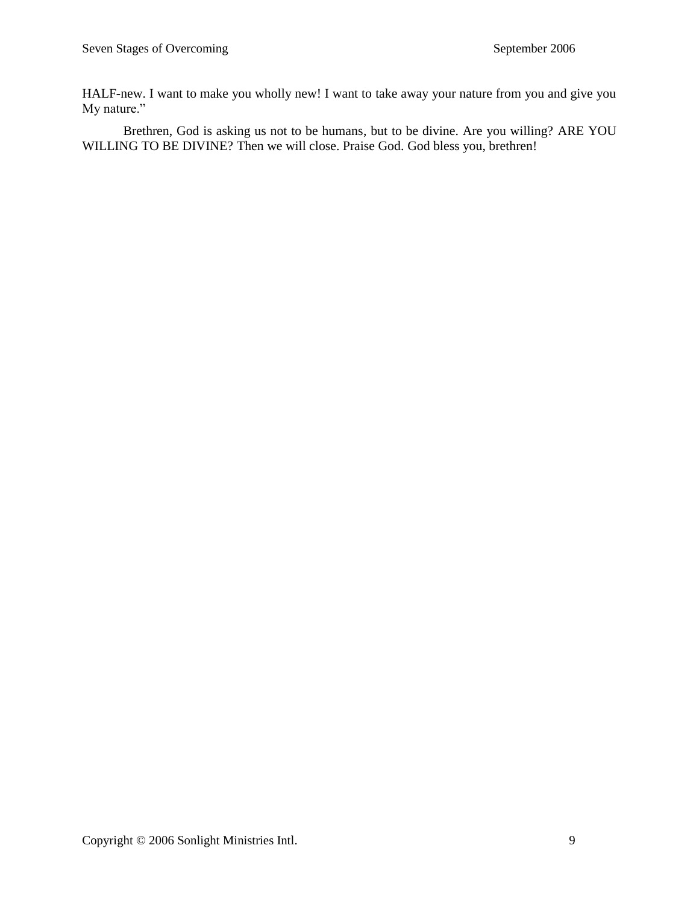HALF-new. I want to make you wholly new! I want to take away your nature from you and give you My nature."

Brethren, God is asking us not to be humans, but to be divine. Are you willing? ARE YOU WILLING TO BE DIVINE? Then we will close. Praise God. God bless you, brethren!